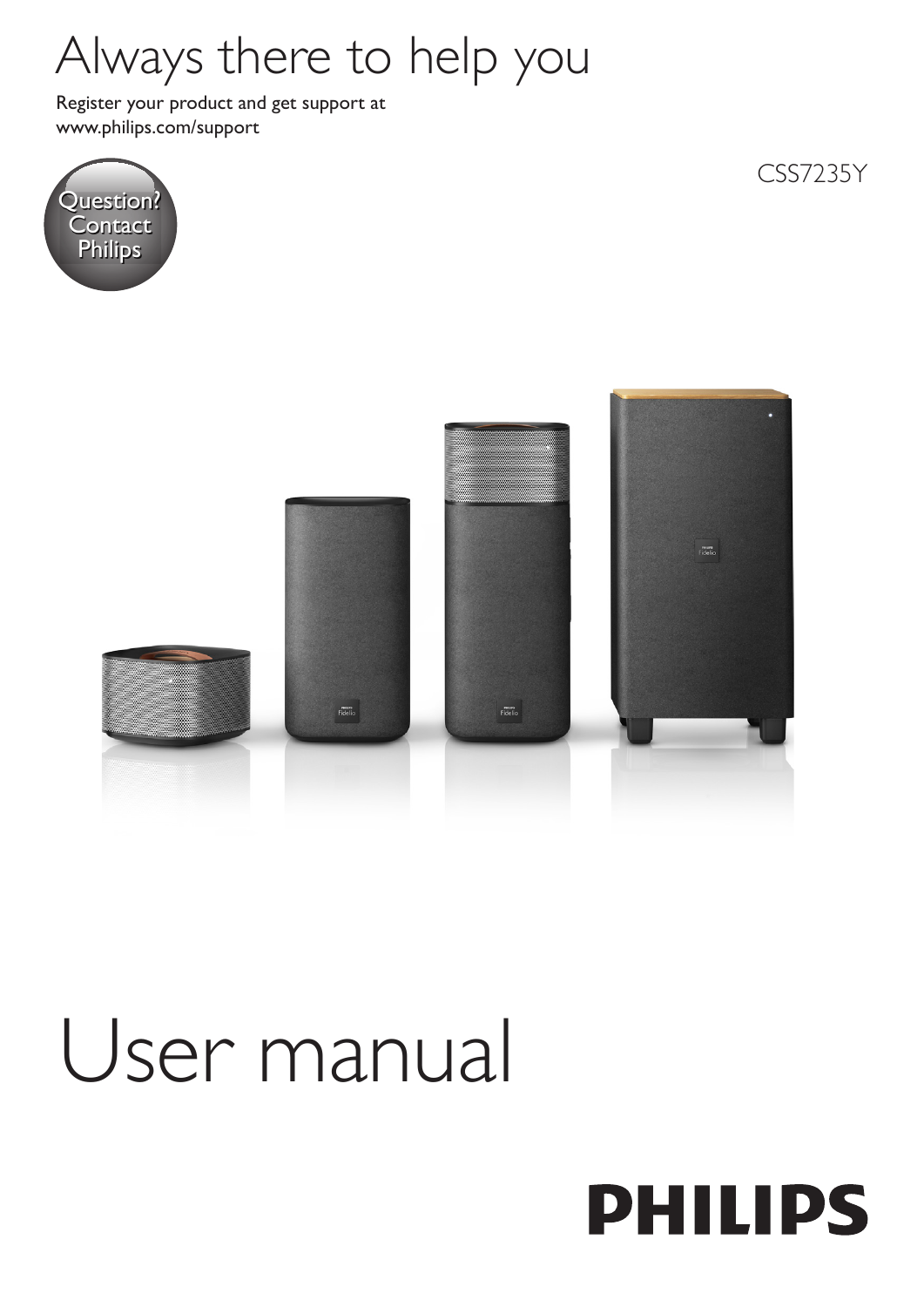# Always there to help you

Register your product and get support at
www.philips.com/support

Question? Contact Philips

CSS7235Y

# User manual

PHILIPS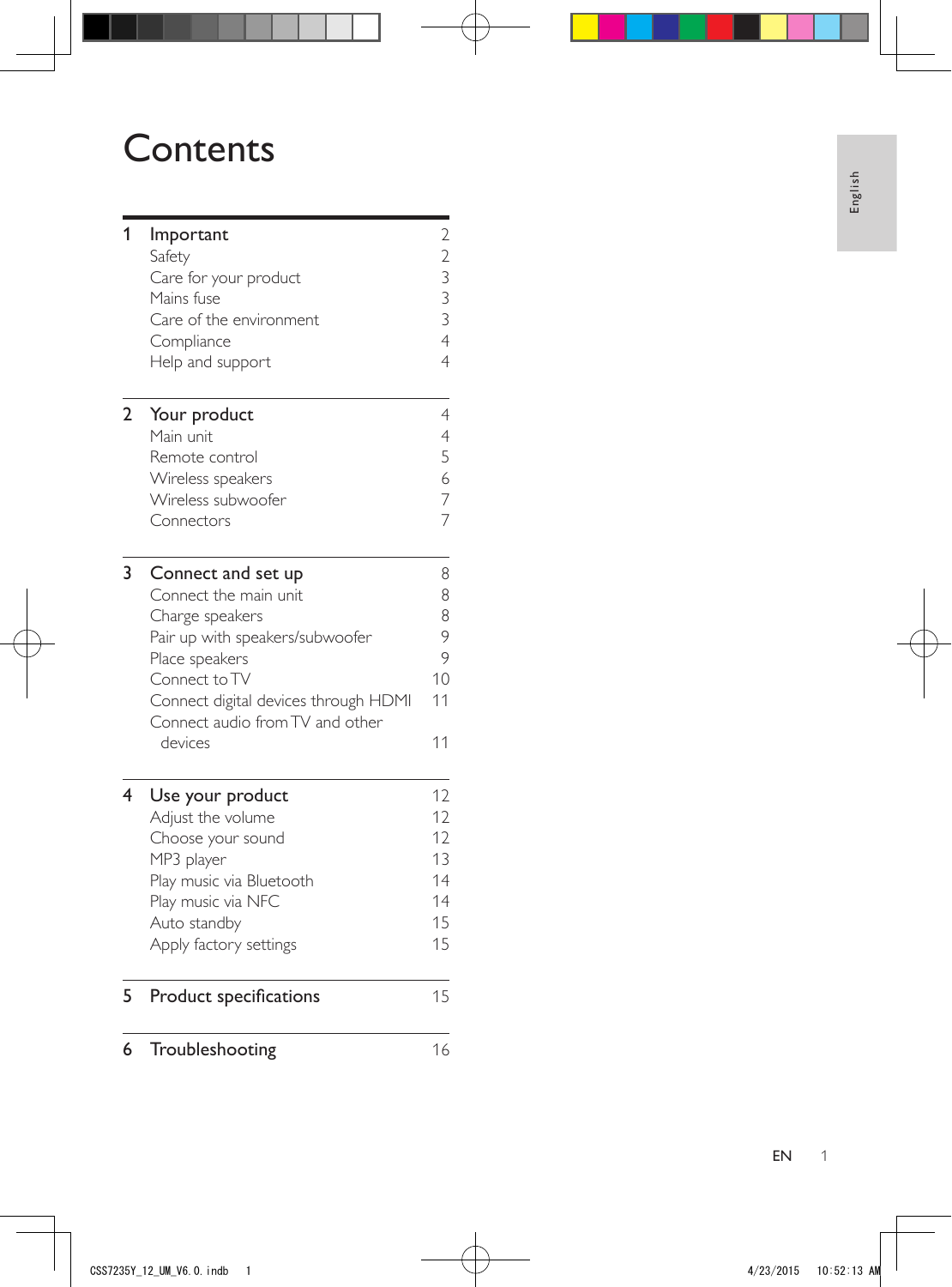# Contents

| | | |
|---|---|---|
| 1 | **Important** | 2 |
| | Safety | 2 |
| | Care for your product | 3 |
| | Mains fuse | 3 |
| | Care of the environment | 3 |
| | Compliance | 4 |
| | Help and support | 4 |
| 2 | **Your product** | 4 |
| | Main unit | 4 |
| | Remote control | 5 |
| | Wireless speakers | 6 |
| | Wireless subwoofer | 7 |
| | Connectors | 7 |
| 3 | **Connect and set up** | 8 |
| | Connect the main unit | 8 |
| | Charge speakers | 8 |
| | Pair up with speakers/subwoofer | 9 |
| | Place speakers | 9 |
| | Connect to TV | 10 |
| | Connect digital devices through HDMI | 11 |
| | Connect audio from TV and other devices | 11 |
| 4 | **Use your product** | 12 |
| | Adjust the volume | 12 |
| | Choose your sound | 12 |
| | MP3 player | 13 |
| | Play music via Bluetooth | 14 |
| | Play music via NFC | 14 |
| | Auto standby | 15 |
| | Apply factory settings | 15 |
| 5 | **Product specifications** | 15 |
| 6 | **Troubleshooting** | 16 |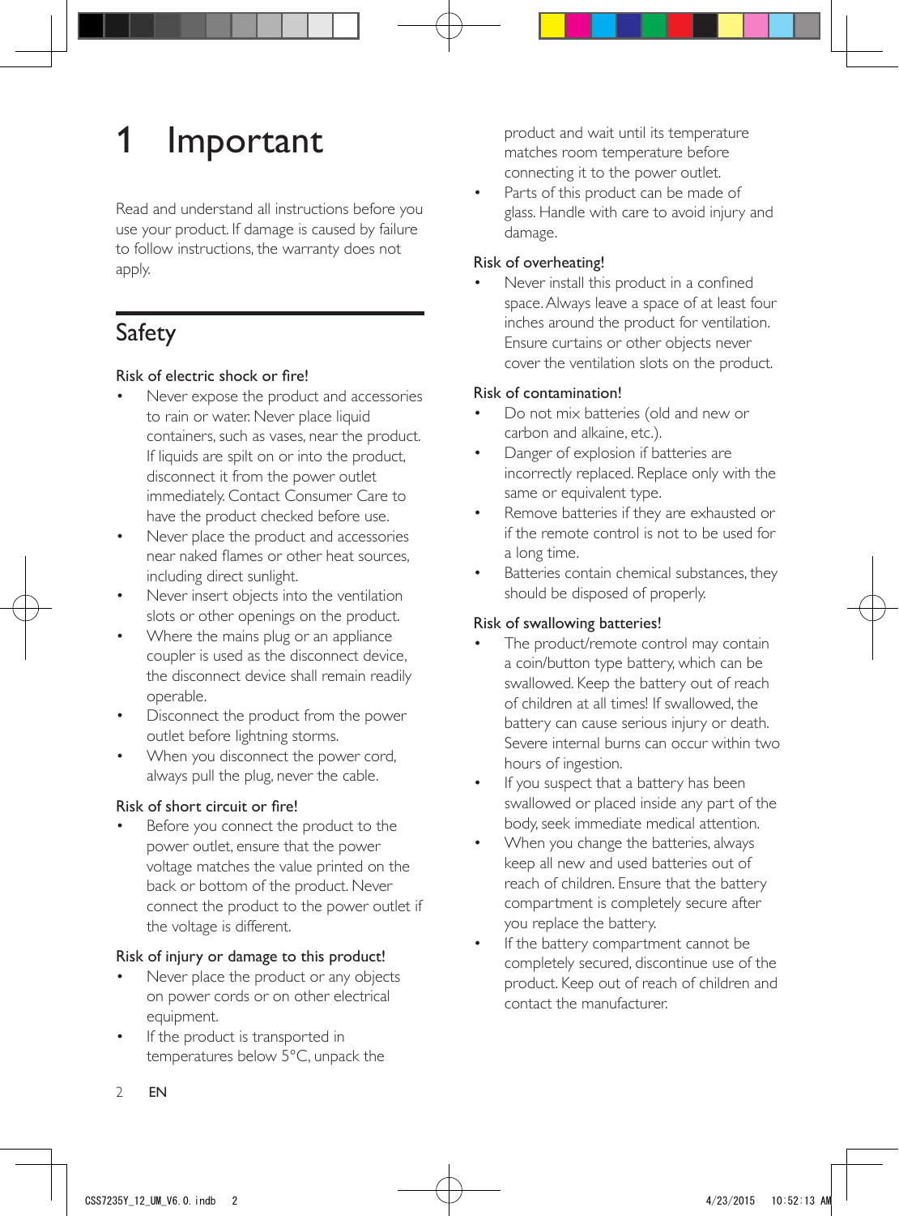# 1 Important

Read and understand all instructions before you use your product. If damage is caused by failure to follow instructions, the warranty does not apply.

## Safety

### Risk of electric shock or fire!

- Never expose the product and accessories to rain or water. Never place liquid containers, such as vases, near the product. If liquids are spilt on or into the product, disconnect it from the power outlet immediately. Contact Consumer Care to have the product checked before use.
- Never place the product and accessories near naked flames or other heat sources, including direct sunlight.
- Never insert objects into the ventilation slots or other openings on the product.
- Where the mains plug or an appliance coupler is used as the disconnect device, the disconnect device shall remain readily operable.
- Disconnect the product from the power outlet before lightning storms.
- When you disconnect the power cord, always pull the plug, never the cable.

### Risk of short circuit or fire!

- Before you connect the product to the power outlet, ensure that the power voltage matches the value printed on the back or bottom of the product. Never connect the product to the power outlet if the voltage is different.

### Risk of injury or damage to this product!

- Never place the product or any objects on power cords or on other electrical equipment.
- If the product is transported in temperatures below 5°C, unpack the product and wait until its temperature matches room temperature before connecting it to the power outlet.
- Parts of this product can be made of glass. Handle with care to avoid injury and damage.

### Risk of overheating!

- Never install this product in a confined space. Always leave a space of at least four inches around the product for ventilation. Ensure curtains or other objects never cover the ventilation slots on the product.

### Risk of contamination!

- Do not mix batteries (old and new or carbon and alkaine, etc.).
- Danger of explosion if batteries are incorrectly replaced. Replace only with the same or equivalent type.
- Remove batteries if they are exhausted or if the remote control is not to be used for a long time.
- Batteries contain chemical substances, they should be disposed of properly.

### Risk of swallowing batteries!

- The product/remote control may contain a coin/button type battery, which can be swallowed. Keep the battery out of reach of children at all times! If swallowed, the battery can cause serious injury or death. Severe internal burns can occur within two hours of ingestion.
- If you suspect that a battery has been swallowed or placed inside any part of the body, seek immediate medical attention.
- When you change the batteries, always keep all new and used batteries out of reach of children. Ensure that the battery compartment is completely secure after you replace the battery.
- If the battery compartment cannot be completely secured, discontinue use of the product. Keep out of reach of children and contact the manufacturer.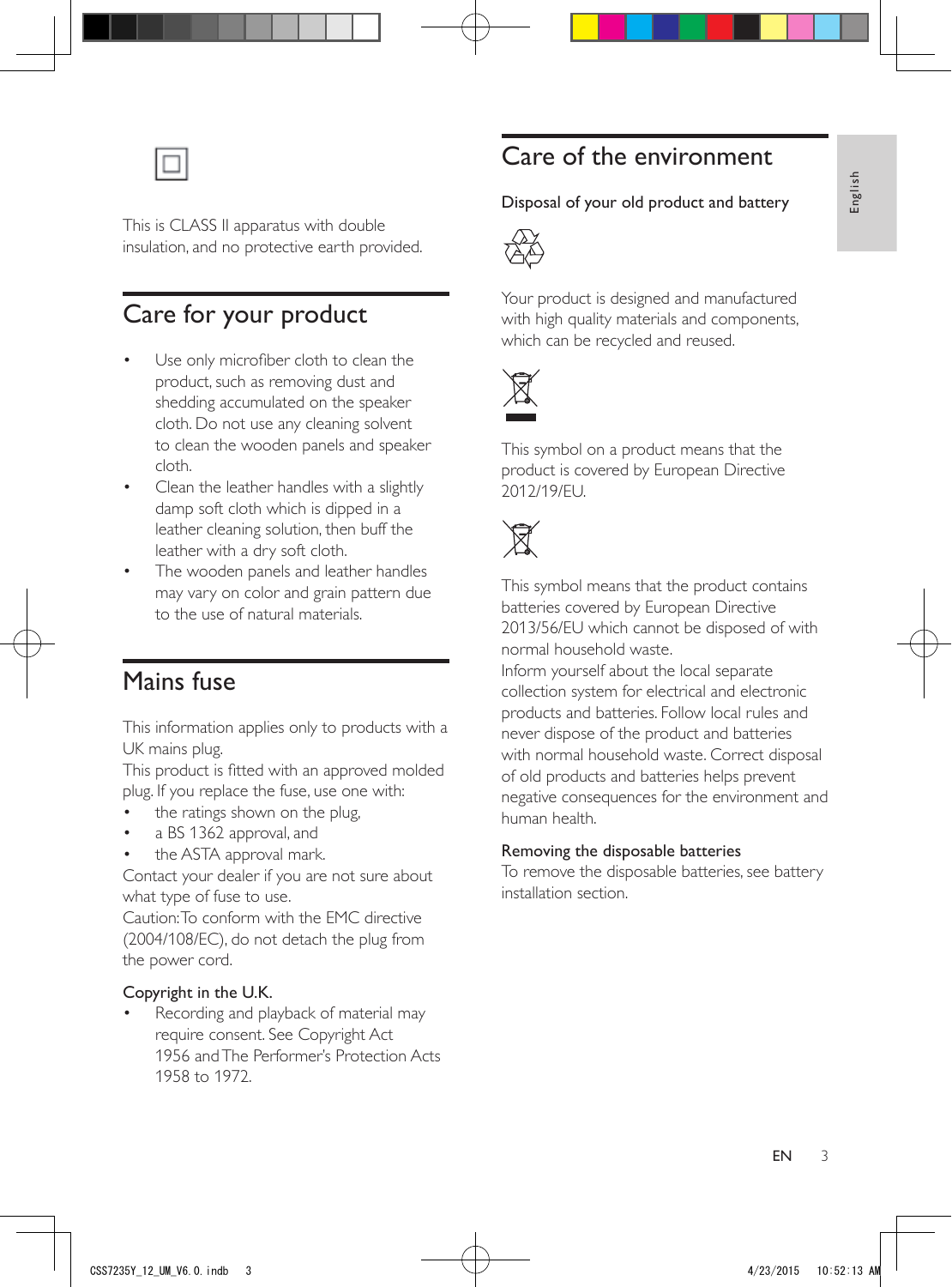This is CLASS II apparatus with double insulation, and no protective earth provided.

## Care for your product

- Use only microfiber cloth to clean the product, such as removing dust and shedding accumulated on the speaker cloth. Do not use any cleaning solvent to clean the wooden panels and speaker cloth.
- Clean the leather handles with a slightly damp soft cloth which is dipped in a leather cleaning solution, then buff the leather with a dry soft cloth.
- The wooden panels and leather handles may vary on color and grain pattern due to the use of natural materials.

## Mains fuse

This information applies only to products with a UK mains plug.

This product is fitted with an approved molded plug. If you replace the fuse, use one with:

- the ratings shown on the plug,
- a BS 1362 approval, and
- the ASTA approval mark.

Contact your dealer if you are not sure about what type of fuse to use.

Caution: To conform with the EMC directive (2004/108/EC), do not detach the plug from the power cord.

### Copyright in the U.K.

- Recording and playback of material may require consent. See Copyright Act 1956 and The Performer's Protection Acts 1958 to 1972.

## Care of the environment

### Disposal of your old product and battery

Your product is designed and manufactured with high quality materials and components, which can be recycled and reused.

This symbol on a product means that the product is covered by European Directive 2012/19/EU.

This symbol means that the product contains batteries covered by European Directive 2013/56/EU which cannot be disposed of with normal household waste.

Inform yourself about the local separate collection system for electrical and electronic products and batteries. Follow local rules and never dispose of the product and batteries with normal household waste. Correct disposal of old products and batteries helps prevent negative consequences for the environment and human health.

### Removing the disposable batteries

To remove the disposable batteries, see battery installation section.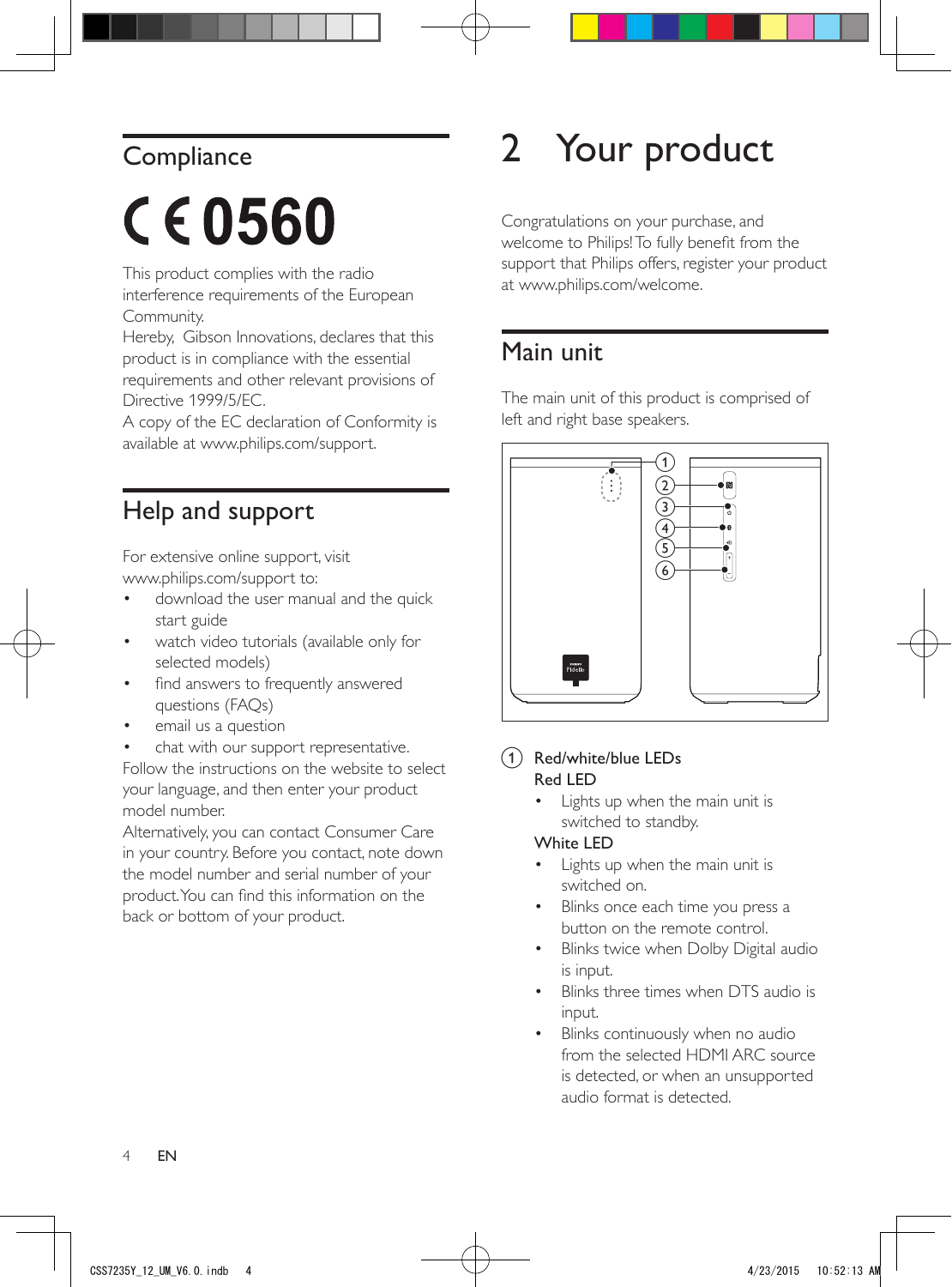## Compliance

C€0560

This product complies with the radio interference requirements of the European Community.

Hereby, Gibson Innovations, declares that this product is in compliance with the essential requirements and other relevant provisions of Directive 1999/5/EC.

A copy of the EC declaration of Conformity is available at www.philips.com/support.

## Help and support

For extensive online support, visit www.philips.com/support to:

- download the user manual and the quick start guide
- watch video tutorials (available only for selected models)
- find answers to frequently answered questions (FAQs)
- email us a question
- chat with our support representative.

Follow the instructions on the website to select your language, and then enter your product model number.

Alternatively, you can contact Consumer Care in your country. Before you contact, note down the model number and serial number of your product. You can find this information on the back or bottom of your product.

# 2 Your product

Congratulations on your purchase, and welcome to Philips! To fully benefit from the support that Philips offers, register your product at www.philips.com/welcome.

## Main unit

The main unit of this product is comprised of left and right base speakers.

① Red/white/blue LEDs

Red LED

- Lights up when the main unit is switched to standby.

White LED

- Lights up when the main unit is switched on.
- Blinks once each time you press a button on the remote control.
- Blinks twice when Dolby Digital audio is input.
- Blinks three times when DTS audio is input.
- Blinks continuously when no audio from the selected HDMI ARC source is detected, or when an unsupported audio format is detected.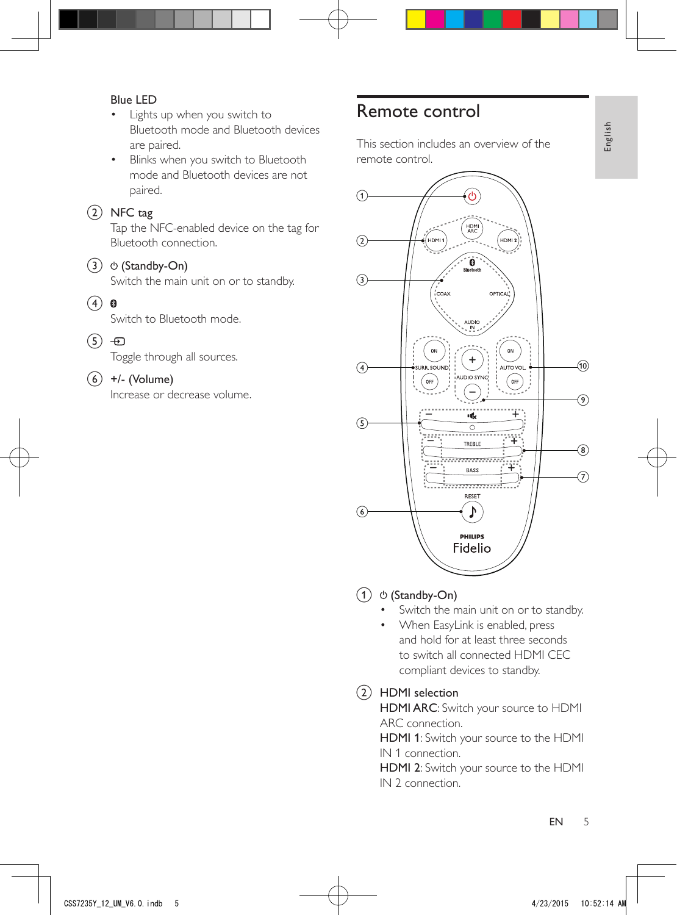Blue LED

- Lights up when you switch to Bluetooth mode and Bluetooth devices are paired.
- Blinks when you switch to Bluetooth mode and Bluetooth devices are not paired.

(2) NFC tag
Tap the NFC-enabled device on the tag for Bluetooth connection.

(3) ⏻ (Standby-On)
Switch the main unit on or to standby.

(4) Bluetooth
Switch to Bluetooth mode.

(5) Source
Toggle through all sources.

(6) +/- (Volume)
Increase or decrease volume.

## Remote control

This section includes an overview of the remote control.

(1) ⏻ (Standby-On)

- Switch the main unit on or to standby.
- When EasyLink is enabled, press and hold for at least three seconds to switch all connected HDMI CEC compliant devices to standby.

(2) HDMI selection
**HDMI ARC**: Switch your source to HDMI ARC connection.
**HDMI 1**: Switch your source to the HDMI IN 1 connection.
**HDMI 2**: Switch your source to the HDMI IN 2 connection.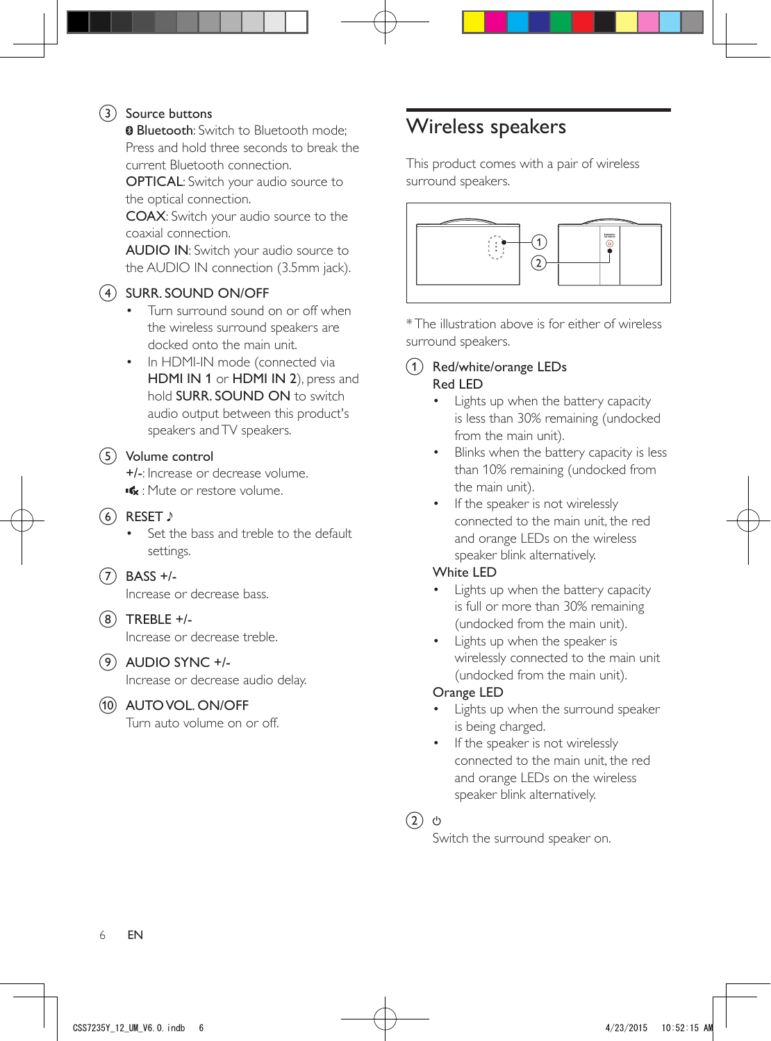3. **Source buttons**

   **Bluetooth**: Switch to Bluetooth mode; Press and hold three seconds to break the current Bluetooth connection.

   **OPTICAL**: Switch your audio source to the optical connection.

   **COAX**: Switch your audio source to the coaxial connection.

   **AUDIO IN**: Switch your audio source to the AUDIO IN connection (3.5mm jack).

4. **SURR. SOUND ON/OFF**
   - Turn surround sound on or off when the wireless surround speakers are docked onto the main unit.
   - In HDMI-IN mode (connected via **HDMI IN 1** or **HDMI IN 2**), press and hold **SURR. SOUND ON** to switch audio output between this product's speakers and TV speakers.

5. **Volume control**

   **+/-**: Increase or decrease volume.

   : Mute or restore volume.

6. **RESET ♪**
   - Set the bass and treble to the default settings.

7. **BASS +/-**

   Increase or decrease bass.

8. **TREBLE +/-**

   Increase or decrease treble.

9. **AUDIO SYNC +/-**

   Increase or decrease audio delay.

10. **AUTO VOL. ON/OFF**

    Turn auto volume on or off.

# Wireless speakers

This product comes with a pair of wireless surround speakers.

* The illustration above is for either of wireless surround speakers.

1. **Red/white/orange LEDs**

   **Red LED**
   - Lights up when the battery capacity is less than 30% remaining (undocked from the main unit).
   - Blinks when the battery capacity is less than 10% remaining (undocked from the main unit).
   - If the speaker is not wirelessly connected to the main unit, the red and orange LEDs on the wireless speaker blink alternatively.

   **White LED**
   - Lights up when the battery capacity is full or more than 30% remaining (undocked from the main unit).
   - Lights up when the speaker is wirelessly connected to the main unit (undocked from the main unit).

   **Orange LED**
   - Lights up when the surround speaker is being charged.
   - If the speaker is not wirelessly connected to the main unit, the red and orange LEDs on the wireless speaker blink alternatively.

2. ⏻

   Switch the surround speaker on.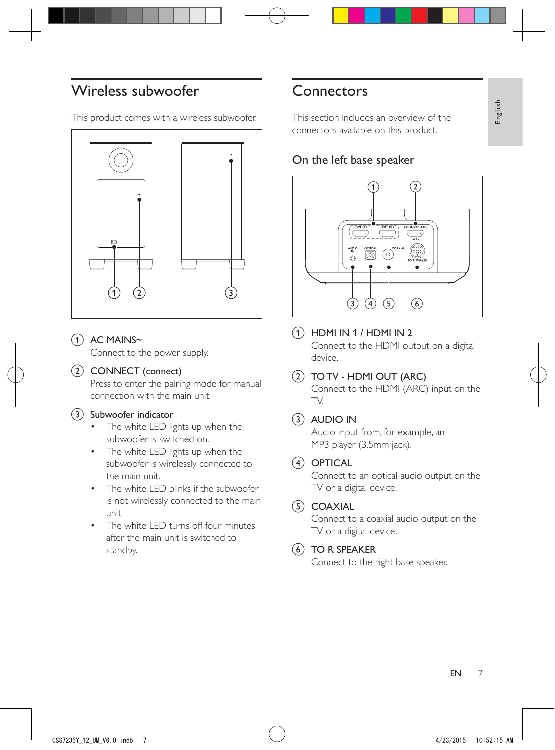## Wireless subwoofer

This product comes with a wireless subwoofer.

1. **AC MAINS~**
   Connect to the power supply.
2. **CONNECT (connect)**
   Press to enter the pairing mode for manual connection with the main unit.
3. **Subwoofer indicator**
   - The white LED lights up when the subwoofer is switched on.
   - The white LED lights up when the subwoofer is wirelessly connected to the main unit.
   - The white LED blinks if the subwoofer is not wirelessly connected to the main unit.
   - The white LED turns off four minutes after the main unit is switched to standby.

## Connectors

This section includes an overview of the connectors available on this product.

### On the left base speaker

1. **HDMI IN 1 / HDMI IN 2**
   Connect to the HDMI output on a digital device.
2. **TO TV - HDMI OUT (ARC)**
   Connect to the HDMI (ARC) input on the TV.
3. **AUDIO IN**
   Audio input from, for example, an MP3 player (3.5mm jack).
4. **OPTICAL**
   Connect to an optical audio output on the TV or a digital device.
5. **COAXIAL**
   Connect to a coaxial audio output on the TV or a digital device.
6. **TO R SPEAKER**
   Connect to the right base speaker.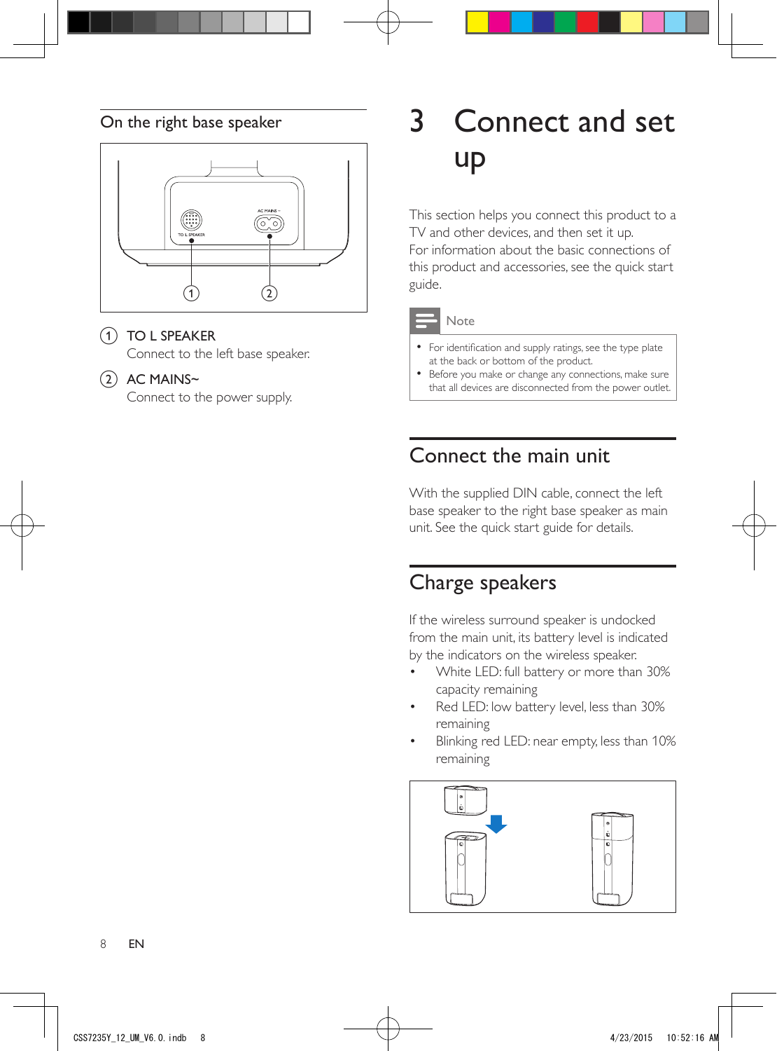### On the right base speaker

1. TO L SPEAKER
   Connect to the left base speaker.
2. AC MAINS~
   Connect to the power supply.

# 3 Connect and set up

This section helps you connect this product to a TV and other devices, and then set it up.
For information about the basic connections of this product and accessories, see the quick start guide.

**Note**

- For identification and supply ratings, see the type plate at the back or bottom of the product.
- Before you make or change any connections, make sure that all devices are disconnected from the power outlet.

## Connect the main unit

With the supplied DIN cable, connect the left base speaker to the right base speaker as main unit. See the quick start guide for details.

## Charge speakers

If the wireless surround speaker is undocked from the main unit, its battery level is indicated by the indicators on the wireless speaker.

- White LED: full battery or more than 30% capacity remaining
- Red LED: low battery level, less than 30% remaining
- Blinking red LED: near empty, less than 10% remaining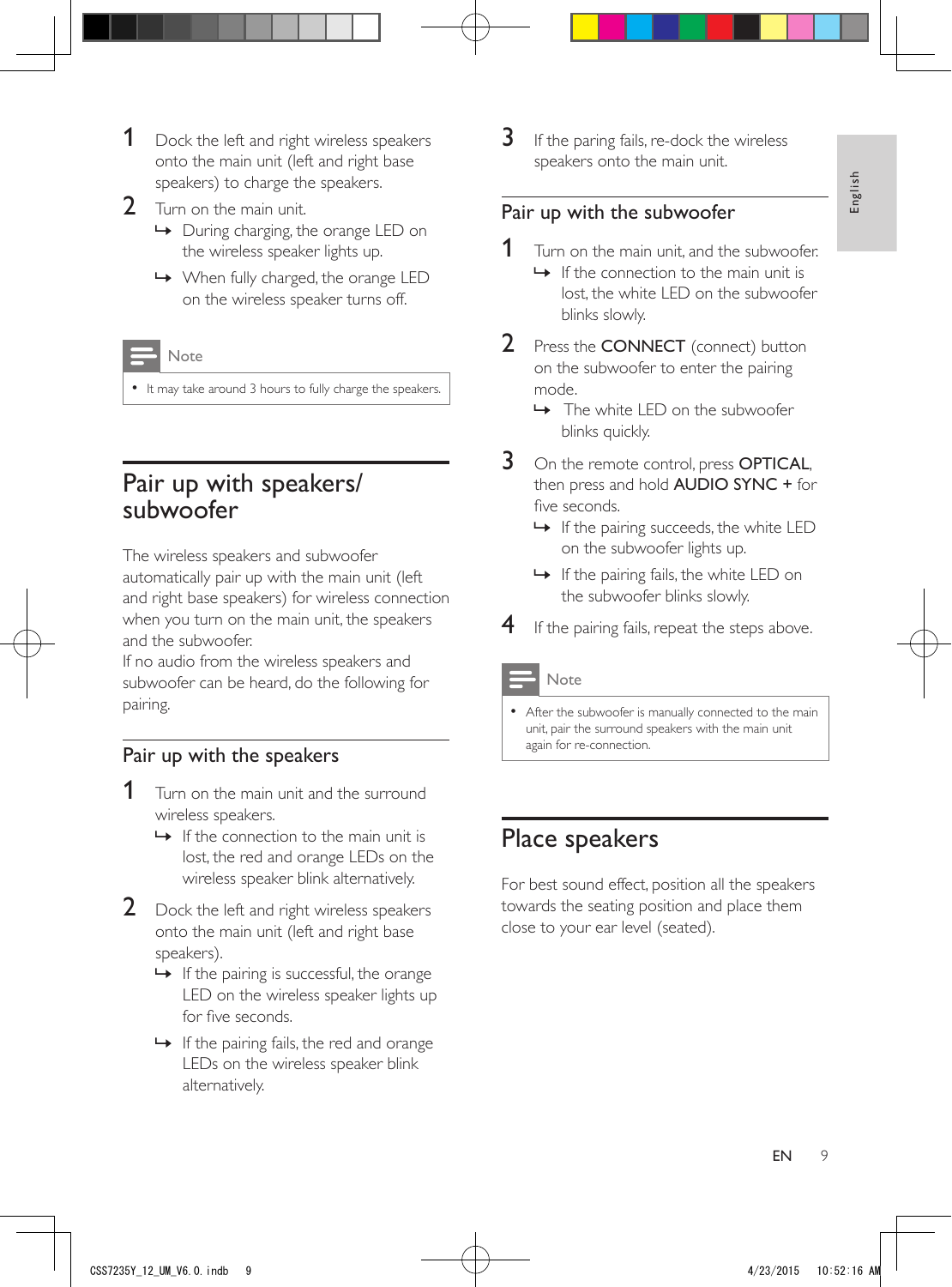1. Dock the left and right wireless speakers onto the main unit (left and right base speakers) to charge the speakers.
2. Turn on the main unit.
   - ↳ During charging, the orange LED on the wireless speaker lights up.
   - ↳ When fully charged, the orange LED on the wireless speaker turns off.

> **Note**
>
> - It may take around 3 hours to fully charge the speakers.

# Pair up with speakers/ subwoofer

The wireless speakers and subwoofer automatically pair up with the main unit (left and right base speakers) for wireless connection when you turn on the main unit, the speakers and the subwoofer.
If no audio from the wireless speakers and subwoofer can be heard, do the following for pairing.

## Pair up with the speakers

1. Turn on the main unit and the surround wireless speakers.
   - ↳ If the connection to the main unit is lost, the red and orange LEDs on the wireless speaker blink alternatively.
2. Dock the left and right wireless speakers onto the main unit (left and right base speakers).
   - ↳ If the pairing is successful, the orange LED on the wireless speaker lights up for five seconds.
   - ↳ If the pairing fails, the red and orange LEDs on the wireless speaker blink alternatively.
3. If the paring fails, re-dock the wireless speakers onto the main unit.

## Pair up with the subwoofer

1. Turn on the main unit, and the subwoofer.
   - ↳ If the connection to the main unit is lost, the white LED on the subwoofer blinks slowly.
2. Press the **CONNECT** (connect) button on the subwoofer to enter the pairing mode.
   - ↳ The white LED on the subwoofer blinks quickly.
3. On the remote control, press **OPTICAL**, then press and hold **AUDIO SYNC +** for five seconds.
   - ↳ If the pairing succeeds, the white LED on the subwoofer lights up.
   - ↳ If the pairing fails, the white LED on the subwoofer blinks slowly.
4. If the pairing fails, repeat the steps above.

> **Note**
>
> - After the subwoofer is manually connected to the main unit, pair the surround speakers with the main unit again for re-connection.

# Place speakers

For best sound effect, position all the speakers towards the seating position and place them close to your ear level (seated).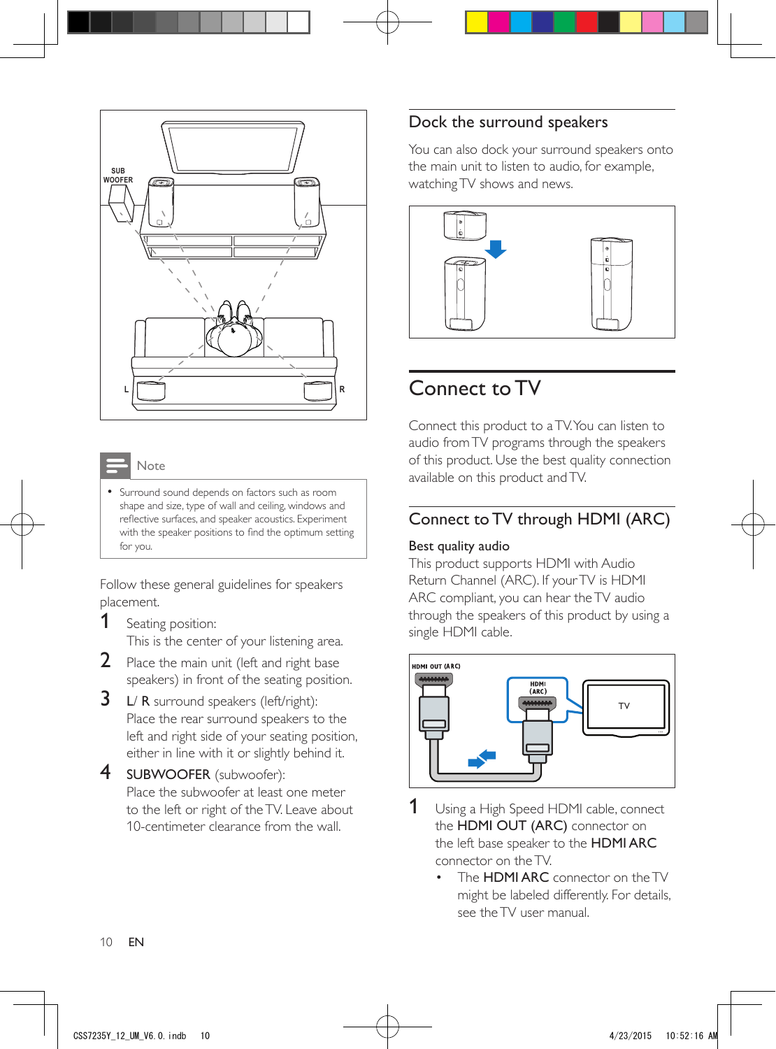> **Note**
>
> - Surround sound depends on factors such as room shape and size, type of wall and ceiling, windows and reflective surfaces, and speaker acoustics. Experiment with the speaker positions to find the optimum setting for you.

Follow these general guidelines for speakers placement.

1. Seating position:
   This is the center of your listening area.
2. Place the main unit (left and right base speakers) in front of the seating position.
3. **L**/ **R** surround speakers (left/right):
   Place the rear surround speakers to the left and right side of your seating position, either in line with it or slightly behind it.
4. **SUBWOOFER** (subwoofer):
   Place the subwoofer at least one meter to the left or right of the TV. Leave about 10-centimeter clearance from the wall.

## Dock the surround speakers

You can also dock your surround speakers onto the main unit to listen to audio, for example, watching TV shows and news.

# Connect to TV

Connect this product to a TV. You can listen to audio from TV programs through the speakers of this product. Use the best quality connection available on this product and TV.

## Connect to TV through HDMI (ARC)

**Best quality audio**

This product supports HDMI with Audio Return Channel (ARC). If your TV is HDMI ARC compliant, you can hear the TV audio through the speakers of this product by using a single HDMI cable.

1. Using a High Speed HDMI cable, connect the **HDMI OUT (ARC)** connector on the left base speaker to the **HDMI ARC** connector on the TV.
   - The **HDMI ARC** connector on the TV might be labeled differently. For details, see the TV user manual.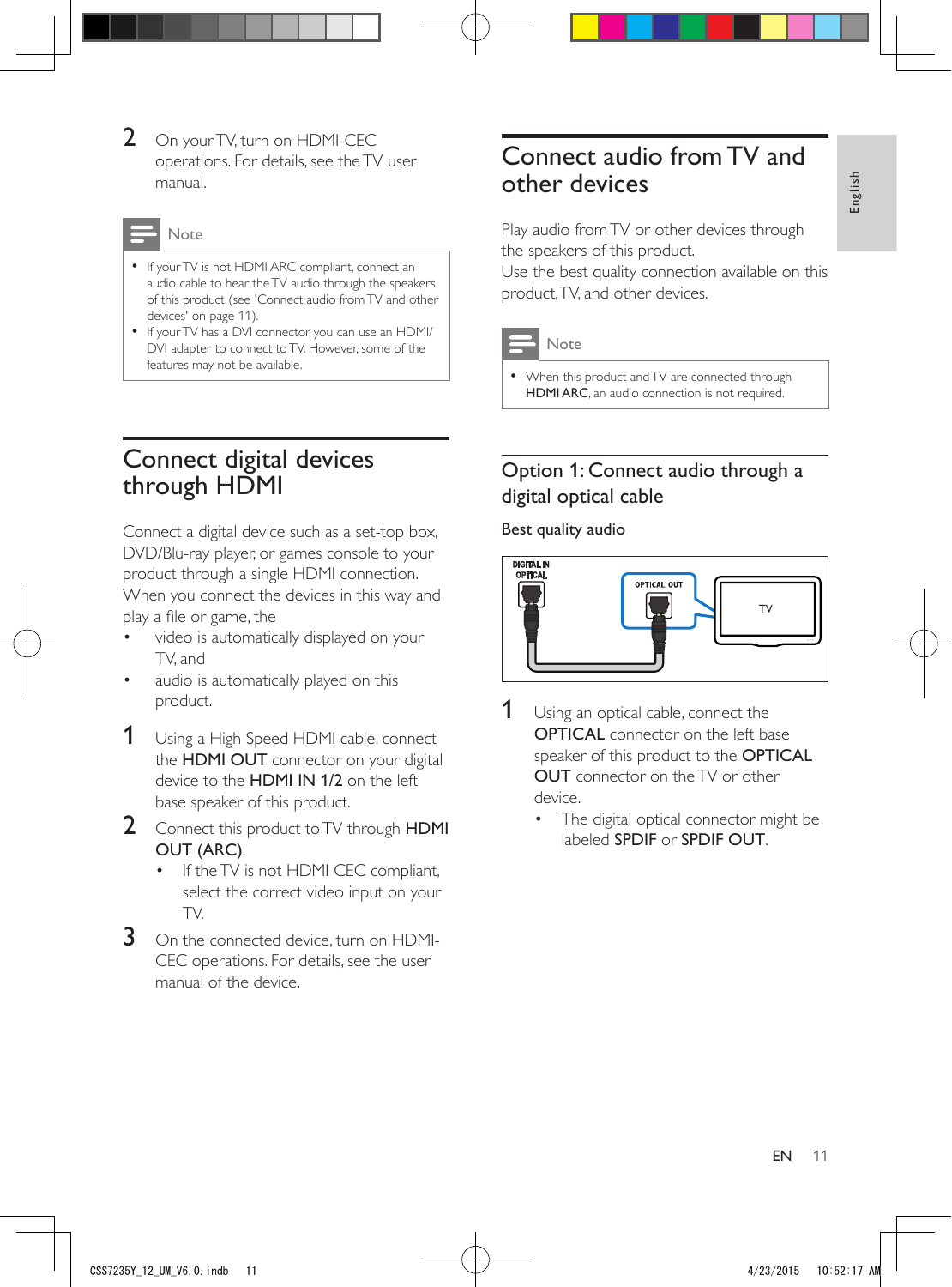2 On your TV, turn on HDMI-CEC operations. For details, see the TV user manual.

Note

- If your TV is not HDMI ARC compliant, connect an audio cable to hear the TV audio through the speakers of this product (see 'Connect audio from TV and other devices' on page 11).
- If your TV has a DVI connector, you can use an HDMI/DVI adapter to connect to TV. However, some of the features may not be available.

## Connect digital devices through HDMI

Connect a digital device such as a set-top box, DVD/Blu-ray player, or games console to your product through a single HDMI connection. When you connect the devices in this way and play a file or game, the

- video is automatically displayed on your TV, and
- audio is automatically played on this product.

1 Using a High Speed HDMI cable, connect the **HDMI OUT** connector on your digital device to the **HDMI IN 1/2** on the left base speaker of this product.

2 Connect this product to TV through **HDMI OUT (ARC)**.
- If the TV is not HDMI CEC compliant, select the correct video input on your TV.

3 On the connected device, turn on HDMI-CEC operations. For details, see the user manual of the device.

## Connect audio from TV and other devices

Play audio from TV or other devices through the speakers of this product.
Use the best quality connection available on this product, TV, and other devices.

Note

- When this product and TV are connected through **HDMI ARC**, an audio connection is not required.

### Option 1: Connect audio through a digital optical cable

**Best quality audio**

DIGITAL IN OPTICAL — OPTICAL OUT — TV

1 Using an optical cable, connect the **OPTICAL** connector on the left base speaker of this product to the **OPTICAL OUT** connector on the TV or other device.
- The digital optical connector might be labeled **SPDIF** or **SPDIF OUT**.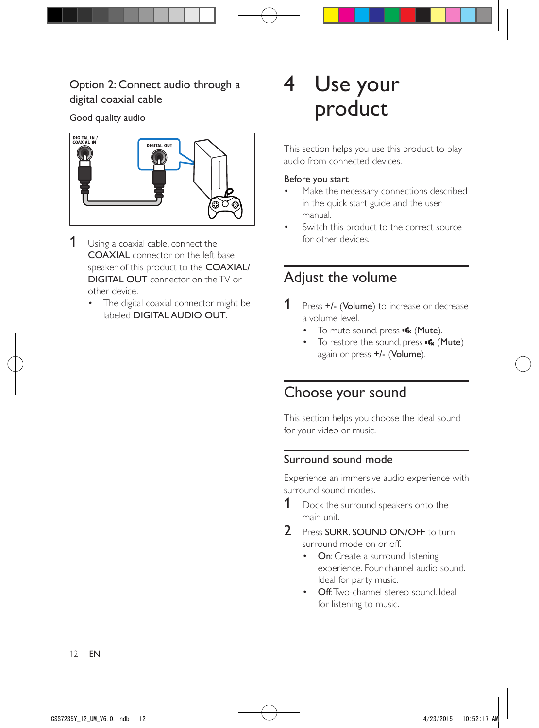### Option 2: Connect audio through a digital coaxial cable

Good quality audio

1 Using a coaxial cable, connect the **COAXIAL** connector on the left base speaker of this product to the **COAXIAL/ DIGITAL OUT** connector on the TV or other device.
   - The digital coaxial connector might be labeled **DIGITAL AUDIO OUT**.

# 4 Use your product

This section helps you use this product to play audio from connected devices.

Before you start

- Make the necessary connections described in the quick start guide and the user manual.
- Switch this product to the correct source for other devices.

## Adjust the volume

1 Press **+/-** (**Volume**) to increase or decrease a volume level.
   - To mute sound, press (**Mute**).
   - To restore the sound, press (**Mute**) again or press **+/-** (**Volume**).

## Choose your sound

This section helps you choose the ideal sound for your video or music.

### Surround sound mode

Experience an immersive audio experience with surround sound modes.

1 Dock the surround speakers onto the main unit.

2 Press **SURR. SOUND ON/OFF** to turn surround mode on or off.
   - **On**: Create a surround listening experience. Four-channel audio sound. Ideal for party music.
   - **Off**: Two-channel stereo sound. Ideal for listening to music.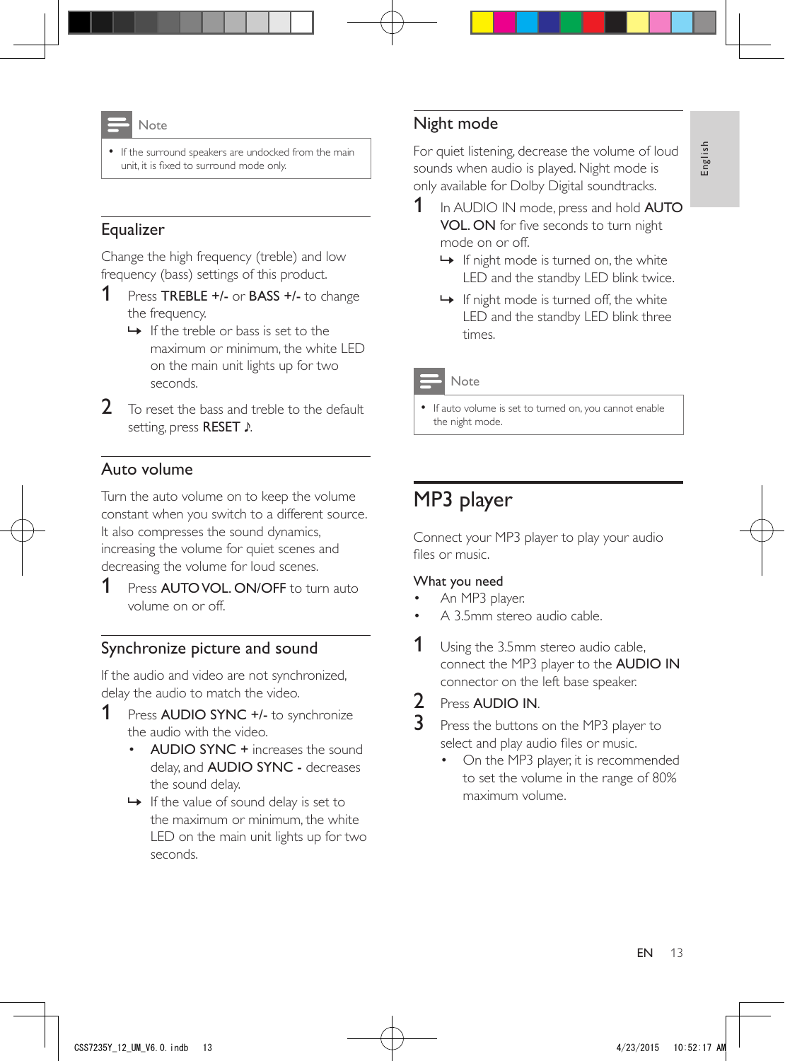> **Note**
>
> - If the surround speakers are undocked from the main unit, it is fixed to surround mode only.

## Equalizer

Change the high frequency (treble) and low frequency (bass) settings of this product.

1. Press **TREBLE +/-** or **BASS +/-** to change the frequency.
   - ↳ If the treble or bass is set to the maximum or minimum, the white LED on the main unit lights up for two seconds.
2. To reset the bass and treble to the default setting, press **RESET ♪**.

## Auto volume

Turn the auto volume on to keep the volume constant when you switch to a different source. It also compresses the sound dynamics, increasing the volume for quiet scenes and decreasing the volume for loud scenes.

1. Press **AUTO VOL. ON/OFF** to turn auto volume on or off.

## Synchronize picture and sound

If the audio and video are not synchronized, delay the audio to match the video.

1. Press **AUDIO SYNC +/-** to synchronize the audio with the video.
   - **AUDIO SYNC +** increases the sound delay, and **AUDIO SYNC -** decreases the sound delay.
   - ↳ If the value of sound delay is set to the maximum or minimum, the white LED on the main unit lights up for two seconds.

## Night mode

For quiet listening, decrease the volume of loud sounds when audio is played. Night mode is only available for Dolby Digital soundtracks.

1. In AUDIO IN mode, press and hold **AUTO VOL. ON** for five seconds to turn night mode on or off.
   - ↳ If night mode is turned on, the white LED and the standby LED blink twice.
   - ↳ If night mode is turned off, the white LED and the standby LED blink three times.

> **Note**
>
> - If auto volume is set to turned on, you cannot enable the night mode.

# MP3 player

Connect your MP3 player to play your audio files or music.

**What you need**

- An MP3 player.
- A 3.5mm stereo audio cable.

1. Using the 3.5mm stereo audio cable, connect the MP3 player to the **AUDIO IN** connector on the left base speaker.
2. Press **AUDIO IN**.
3. Press the buttons on the MP3 player to select and play audio files or music.
   - On the MP3 player, it is recommended to set the volume in the range of 80% maximum volume.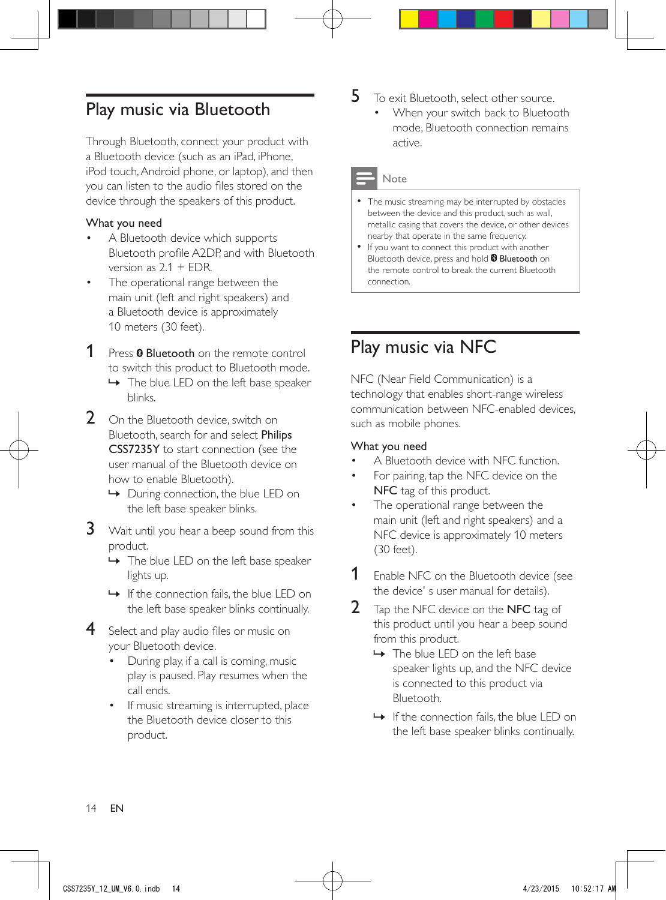## Play music via Bluetooth

Through Bluetooth, connect your product with a Bluetooth device (such as an iPad, iPhone, iPod touch, Android phone, or laptop), and then you can listen to the audio files stored on the device through the speakers of this product.

**What you need**

- A Bluetooth device which supports Bluetooth profile A2DP, and with Bluetooth version as 2.1 + EDR.
- The operational range between the main unit (left and right speakers) and a Bluetooth device is approximately 10 meters (30 feet).

1. Press **Bluetooth** on the remote control to switch this product to Bluetooth mode.
   - ↳ The blue LED on the left base speaker blinks.
2. On the Bluetooth device, switch on Bluetooth, search for and select **Philips CSS7235Y** to start connection (see the user manual of the Bluetooth device on how to enable Bluetooth).
   - ↳ During connection, the blue LED on the left base speaker blinks.
3. Wait until you hear a beep sound from this product.
   - ↳ The blue LED on the left base speaker lights up.
   - ↳ If the connection fails, the blue LED on the left base speaker blinks continually.
4. Select and play audio files or music on your Bluetooth device.
   - During play, if a call is coming, music play is paused. Play resumes when the call ends.
   - If music streaming is interrupted, place the Bluetooth device closer to this product.
5. To exit Bluetooth, select other source.
   - When your switch back to Bluetooth mode, Bluetooth connection remains active.

**Note**

- The music streaming may be interrupted by obstacles between the device and this product, such as wall, metallic casing that covers the device, or other devices nearby that operate in the same frequency.
- If you want to connect this product with another Bluetooth device, press and hold **Bluetooth** on the remote control to break the current Bluetooth connection.

## Play music via NFC

NFC (Near Field Communication) is a technology that enables short-range wireless communication between NFC-enabled devices, such as mobile phones.

**What you need**

- A Bluetooth device with NFC function.
- For pairing, tap the NFC device on the **NFC** tag of this product.
- The operational range between the main unit (left and right speakers) and a NFC device is approximately 10 meters (30 feet).

1. Enable NFC on the Bluetooth device (see the device' s user manual for details).
2. Tap the NFC device on the **NFC** tag of this product until you hear a beep sound from this product.
   - ↳ The blue LED on the left base speaker lights up, and the NFC device is connected to this product via Bluetooth.
   - ↳ If the connection fails, the blue LED on the left base speaker blinks continually.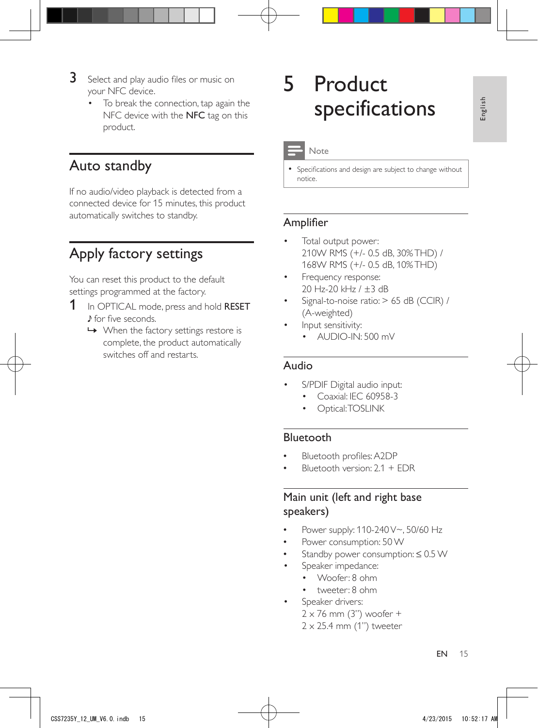3 Select and play audio files or music on your NFC device.
   - To break the connection, tap again the NFC device with the **NFC** tag on this product.

## Auto standby

If no audio/video playback is detected from a connected device for 15 minutes, this product automatically switches to standby.

## Apply factory settings

You can reset this product to the default settings programmed at the factory.

1 In OPTICAL mode, press and hold **RESET** ♪ for five seconds.
   ↳ When the factory settings restore is complete, the product automatically switches off and restarts.

# 5 Product specifications

Note

- Specifications and design are subject to change without notice.

## Amplifier

- Total output power:
  210W RMS (+/- 0.5 dB, 30% THD) /
  168W RMS (+/- 0.5 dB, 10% THD)
- Frequency response:
  20 Hz-20 kHz / ±3 dB
- Signal-to-noise ratio: > 65 dB (CCIR) / (A-weighted)
- Input sensitivity:
  - AUDIO-IN: 500 mV

## Audio

- S/PDIF Digital audio input:
  - Coaxial: IEC 60958-3
  - Optical: TOSLINK

## Bluetooth

- Bluetooth profiles: A2DP
- Bluetooth version: 2.1 + EDR

## Main unit (left and right base speakers)

- Power supply: 110-240 V~, 50/60 Hz
- Power consumption: 50 W
- Standby power consumption: ≤ 0.5 W
- Speaker impedance:
  - Woofer: 8 ohm
  - tweeter: 8 ohm
- Speaker drivers:
  2 x 76 mm (3") woofer +
  2 x 25.4 mm (1") tweeter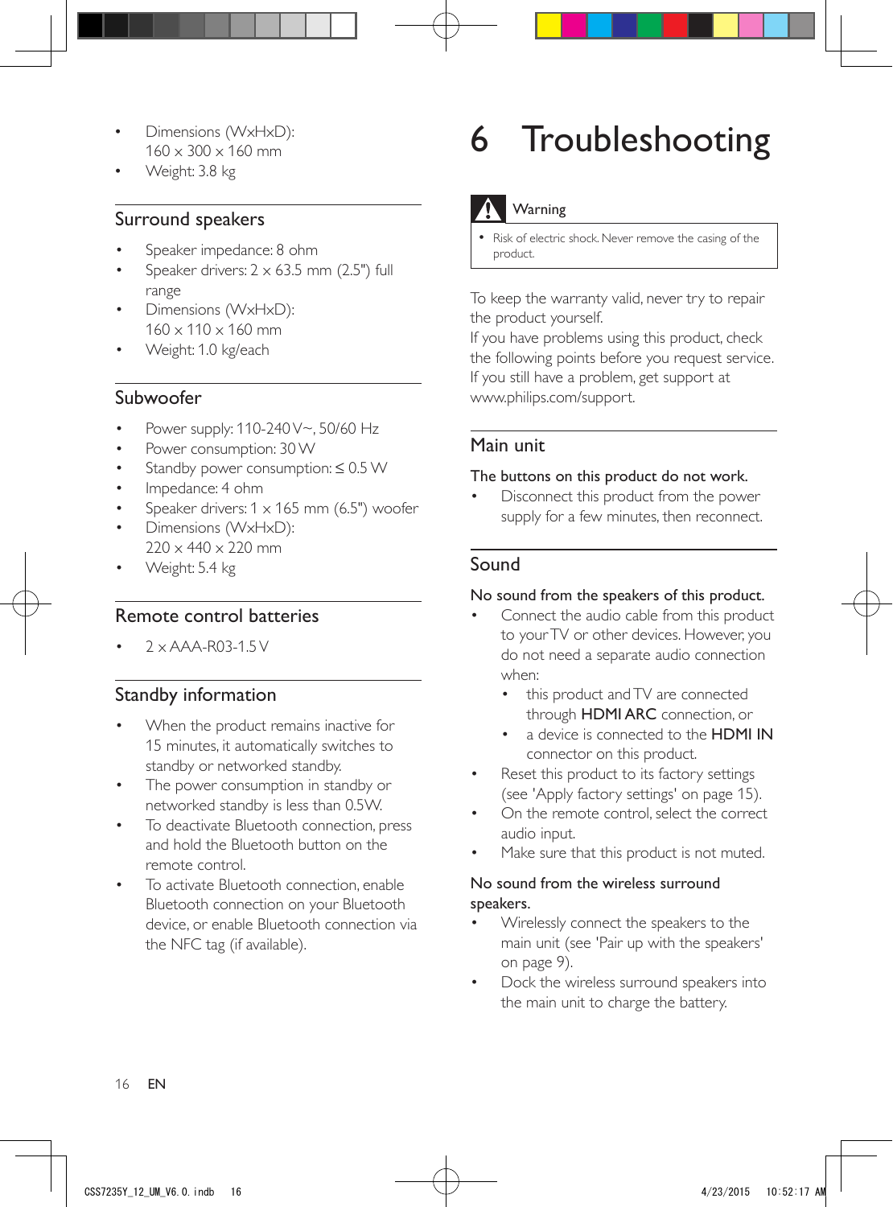- Dimensions (WxHxD): 160 x 300 x 160 mm
- Weight: 3.8 kg

## Surround speakers

- Speaker impedance: 8 ohm
- Speaker drivers: 2 x 63.5 mm (2.5") full range
- Dimensions (WxHxD): 160 x 110 x 160 mm
- Weight: 1.0 kg/each

## Subwoofer

- Power supply: 110-240 V~, 50/60 Hz
- Power consumption: 30 W
- Standby power consumption: ≤ 0.5 W
- Impedance: 4 ohm
- Speaker drivers: 1 x 165 mm (6.5") woofer
- Dimensions (WxHxD): 220 x 440 x 220 mm
- Weight: 5.4 kg

## Remote control batteries

- 2 x AAA-R03-1.5 V

## Standby information

- When the product remains inactive for 15 minutes, it automatically switches to standby or networked standby.
- The power consumption in standby or networked standby is less than 0.5W.
- To deactivate Bluetooth connection, press and hold the Bluetooth button on the remote control.
- To activate Bluetooth connection, enable Bluetooth connection on your Bluetooth device, or enable Bluetooth connection via the NFC tag (if available).

# 6 Troubleshooting

**Warning**

- Risk of electric shock. Never remove the casing of the product.

To keep the warranty valid, never try to repair the product yourself.
If you have problems using this product, check the following points before you request service. If you still have a problem, get support at www.philips.com/support.

## Main unit

**The buttons on this product do not work.**

- Disconnect this product from the power supply for a few minutes, then reconnect.

## Sound

**No sound from the speakers of this product.**

- Connect the audio cable from this product to your TV or other devices. However, you do not need a separate audio connection when:
  - this product and TV are connected through **HDMI ARC** connection, or
  - a device is connected to the **HDMI IN** connector on this product.
- Reset this product to its factory settings (see 'Apply factory settings' on page 15).
- On the remote control, select the correct audio input.
- Make sure that this product is not muted.

**No sound from the wireless surround speakers.**

- Wirelessly connect the speakers to the main unit (see 'Pair up with the speakers' on page 9).
- Dock the wireless surround speakers into the main unit to charge the battery.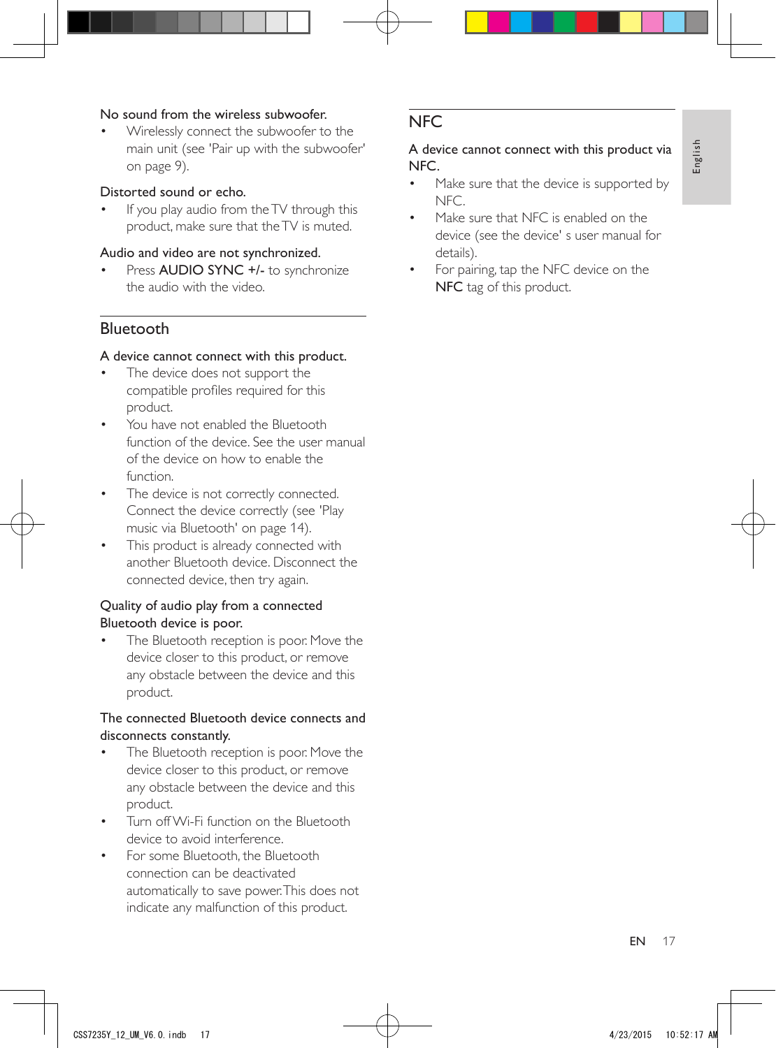No sound from the wireless subwoofer.

- Wirelessly connect the subwoofer to the main unit (see 'Pair up with the subwoofer' on page 9).

Distorted sound or echo.

- If you play audio from the TV through this product, make sure that the TV is muted.

Audio and video are not synchronized.

- Press **AUDIO SYNC +/-** to synchronize the audio with the video.

## Bluetooth

A device cannot connect with this product.

- The device does not support the compatible profiles required for this product.
- You have not enabled the Bluetooth function of the device. See the user manual of the device on how to enable the function.
- The device is not correctly connected. Connect the device correctly (see 'Play music via Bluetooth' on page 14).
- This product is already connected with another Bluetooth device. Disconnect the connected device, then try again.

Quality of audio play from a connected Bluetooth device is poor.

- The Bluetooth reception is poor. Move the device closer to this product, or remove any obstacle between the device and this product.

The connected Bluetooth device connects and disconnects constantly.

- The Bluetooth reception is poor. Move the device closer to this product, or remove any obstacle between the device and this product.
- Turn off Wi-Fi function on the Bluetooth device to avoid interference.
- For some Bluetooth, the Bluetooth connection can be deactivated automatically to save power. This does not indicate any malfunction of this product.

## NFC

A device cannot connect with this product via NFC.

- Make sure that the device is supported by NFC.
- Make sure that NFC is enabled on the device (see the device' s user manual for details).
- For pairing, tap the NFC device on the **NFC** tag of this product.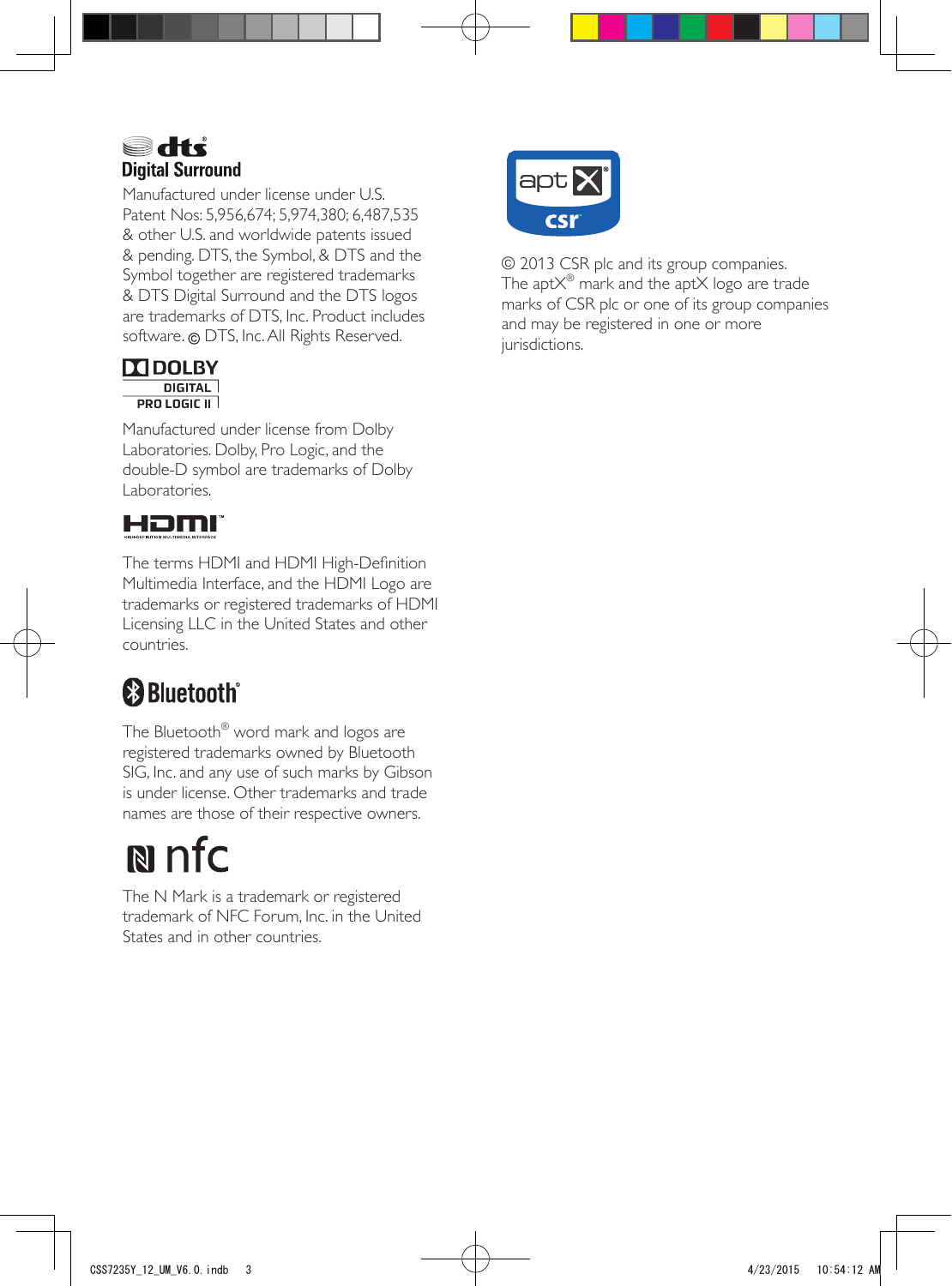Manufactured under license under U.S. Patent Nos: 5,956,674; 5,974,380; 6,487,535 & other U.S. and worldwide patents issued & pending. DTS, the Symbol, & DTS and the Symbol together are registered trademarks & DTS Digital Surround and the DTS logos are trademarks of DTS, Inc. Product includes software. © DTS, Inc. All Rights Reserved.

Manufactured under license from Dolby Laboratories. Dolby, Pro Logic, and the double-D symbol are trademarks of Dolby Laboratories.

The terms HDMI and HDMI High-Definition Multimedia Interface, and the HDMI Logo are trademarks or registered trademarks of HDMI Licensing LLC in the United States and other countries.

The Bluetooth® word mark and logos are registered trademarks owned by Bluetooth SIG, Inc. and any use of such marks by Gibson is under license. Other trademarks and trade names are those of their respective owners.

The N Mark is a trademark or registered trademark of NFC Forum, Inc. in the United States and in other countries.

© 2013 CSR plc and its group companies. The aptX® mark and the aptX logo are trade marks of CSR plc or one of its group companies and may be registered in one or more jurisdictions.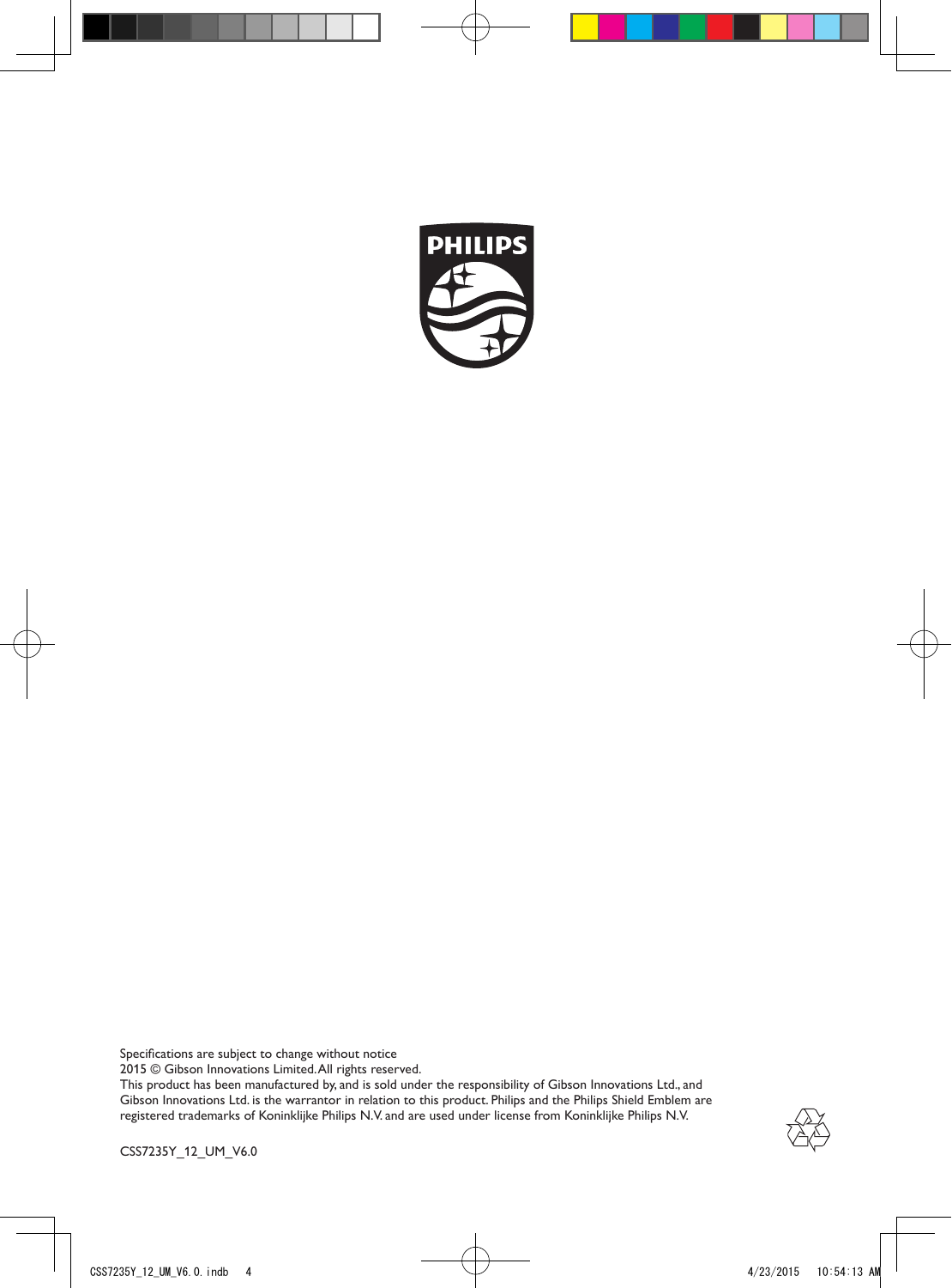Specifications are subject to change without notice
2015 © Gibson Innovations Limited. All rights reserved.
This product has been manufactured by, and is sold under the responsibility of Gibson Innovations Ltd., and Gibson Innovations Ltd. is the warrantor in relation to this product. Philips and the Philips Shield Emblem are registered trademarks of Koninklijke Philips N.V. and are used under license from Koninklijke Philips N.V.

CSS7235Y_12_UM_V6.0